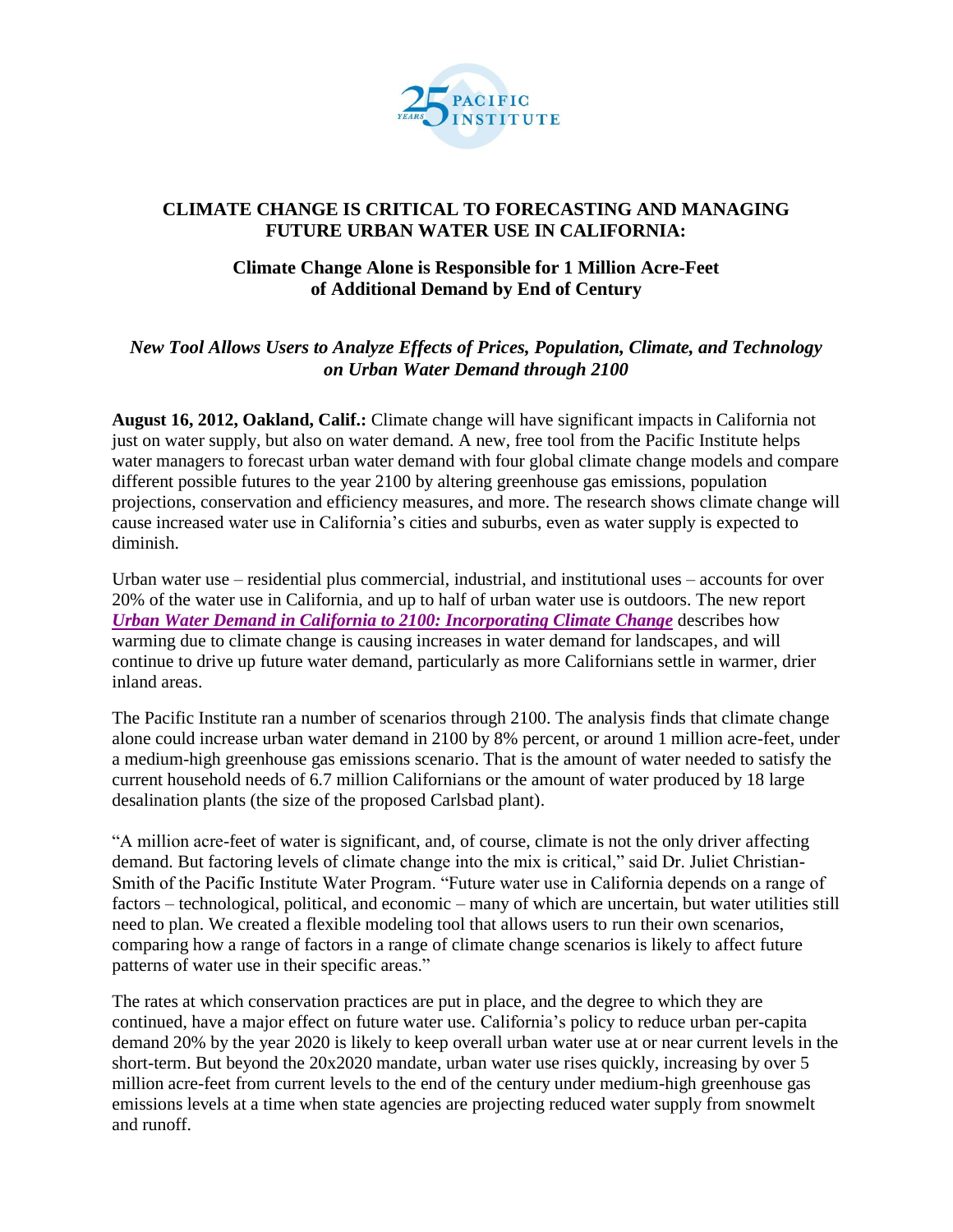# CLIMATE CHANGE IS CRITICAL TO FORECASTING AND MANAGING FUTURE URBAN WATER USE IN CALIFORNIA:

## Climate Change Alone is Responsible for 1 Million Acre-Feet of Additional Demand by End of Century

### *New Tool Allows Users to Analyze Effects of Prices, Population, Climate, and Technology on Urban Water Demand through 2100*

**August 16, 2012, Oakland, Calif.:** Climate change will have significant impacts in California not just on water supply, but also on water demand. A new, free tool from the Pacific Institute helps water managers to forecast urban water demand with four global climate change models and compare different possible futures to the year 2100 by altering greenhouse gas emissions, population projections, conservation and efficiency measures, and more. The research shows climate change will cause increased water use in California's cities and suburbs, even as water supply is expected to diminish.

Urban water use – residential plus commercial, industrial, and institutional uses – accounts for over 20% of the water use in California, and up to half of urban water use is outdoors. The new report ***Urban Water Demand in California to 2100: Incorporating Climate Change*** describes how warming due to climate change is causing increases in water demand for landscapes, and will continue to drive up future water demand, particularly as more Californians settle in warmer, drier inland areas.

The Pacific Institute ran a number of scenarios through 2100. The analysis finds that climate change alone could increase urban water demand in 2100 by 8% percent, or around 1 million acre-feet, under a medium-high greenhouse gas emissions scenario. That is the amount of water needed to satisfy the current household needs of 6.7 million Californians or the amount of water produced by 18 large desalination plants (the size of the proposed Carlsbad plant).

"A million acre-feet of water is significant, and, of course, climate is not the only driver affecting demand. But factoring levels of climate change into the mix is critical," said Dr. Juliet Christian-Smith of the Pacific Institute Water Program. "Future water use in California depends on a range of factors – technological, political, and economic – many of which are uncertain, but water utilities still need to plan. We created a flexible modeling tool that allows users to run their own scenarios, comparing how a range of factors in a range of climate change scenarios is likely to affect future patterns of water use in their specific areas."

The rates at which conservation practices are put in place, and the degree to which they are continued, have a major effect on future water use. California's policy to reduce urban per-capita demand 20% by the year 2020 is likely to keep overall urban water use at or near current levels in the short-term. But beyond the 20x2020 mandate, urban water use rises quickly, increasing by over 5 million acre-feet from current levels to the end of the century under medium-high greenhouse gas emissions levels at a time when state agencies are projecting reduced water supply from snowmelt and runoff.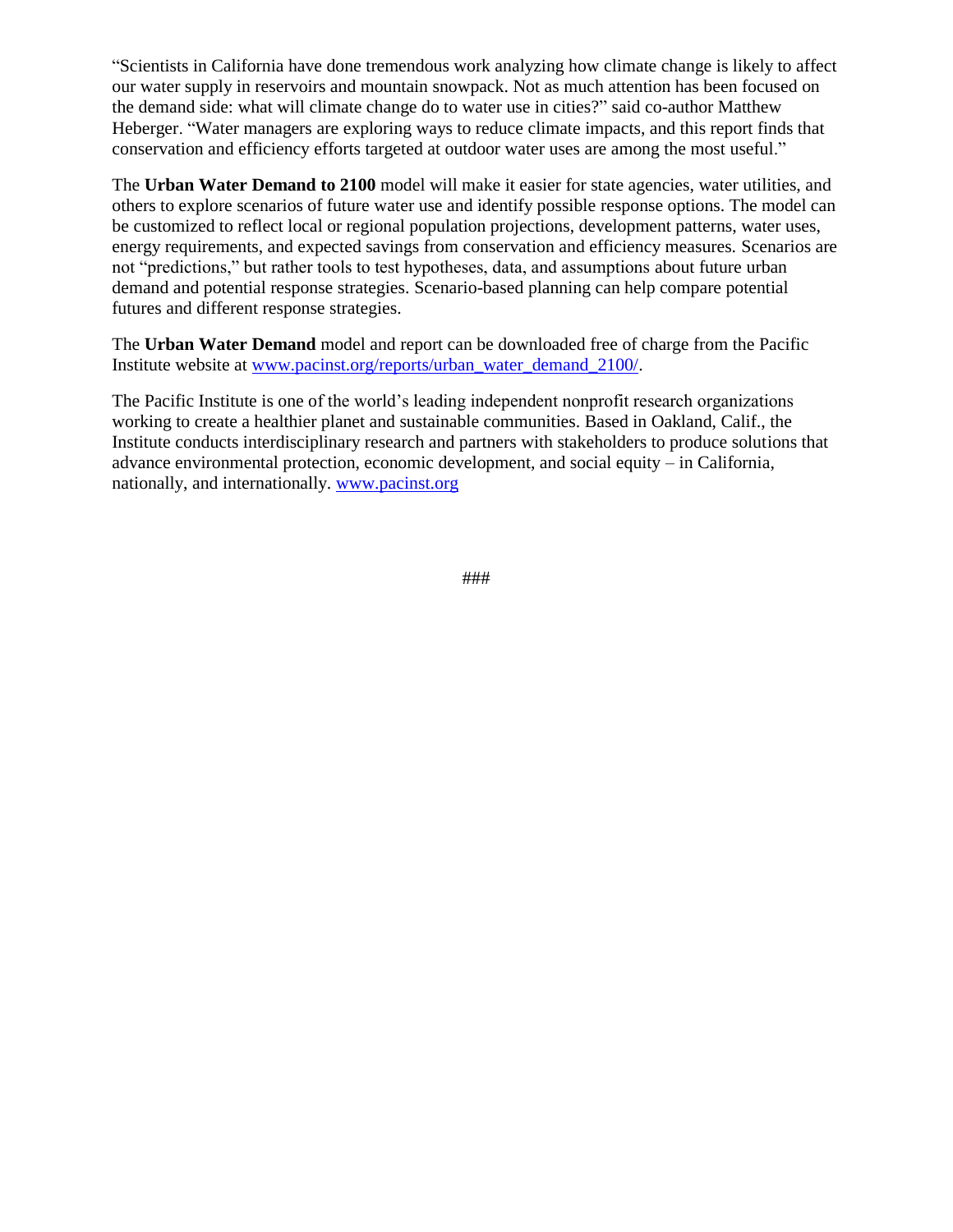"Scientists in California have done tremendous work analyzing how climate change is likely to affect our water supply in reservoirs and mountain snowpack. Not as much attention has been focused on the demand side: what will climate change do to water use in cities?" said co-author Matthew Heberger. "Water managers are exploring ways to reduce climate impacts, and this report finds that conservation and efficiency efforts targeted at outdoor water uses are among the most useful."

The **Urban Water Demand to 2100** model will make it easier for state agencies, water utilities, and others to explore scenarios of future water use and identify possible response options. The model can be customized to reflect local or regional population projections, development patterns, water uses, energy requirements, and expected savings from conservation and efficiency measures. Scenarios are not "predictions," but rather tools to test hypotheses, data, and assumptions about future urban demand and potential response strategies. Scenario-based planning can help compare potential futures and different response strategies.

The **Urban Water Demand** model and report can be downloaded free of charge from the Pacific Institute website at [www.pacinst.org/reports/urban_water_demand_2100/](www.pacinst.org/reports/urban_water_demand_2100/).

The Pacific Institute is one of the world's leading independent nonprofit research organizations working to create a healthier planet and sustainable communities. Based in Oakland, Calif., the Institute conducts interdisciplinary research and partners with stakeholders to produce solutions that advance environmental protection, economic development, and social equity – in California, nationally, and internationally. [www.pacinst.org](www.pacinst.org)

###